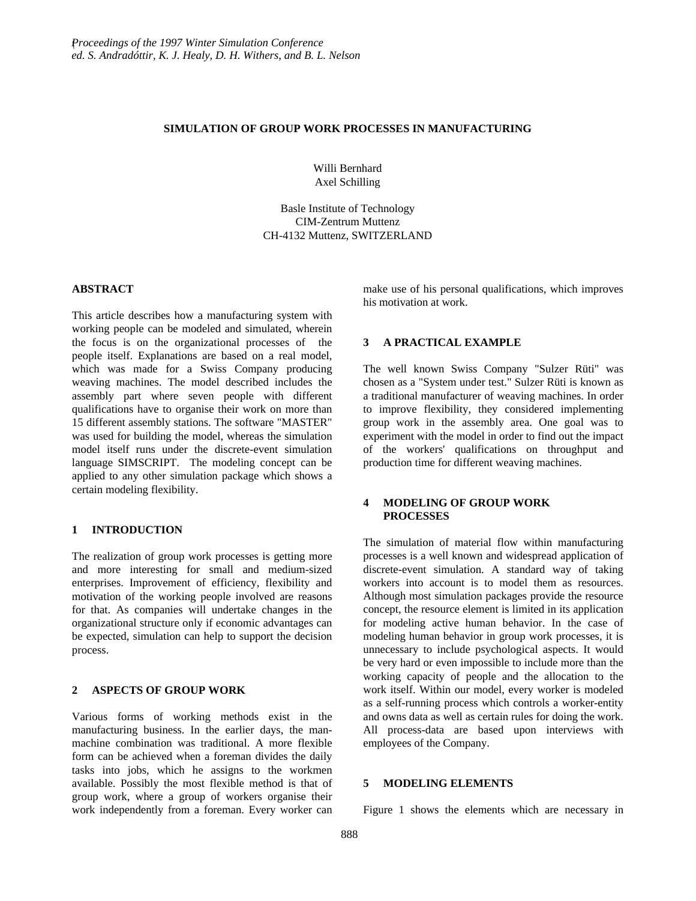# SIMULATION OF GROUP WORK PROCESSES IN MANUFACTURING

Willi Bernhard
Axel Schilling

Basle Institute of Technology
CIM-Zentrum Muttenz
CH-4132 Muttenz, SWITZERLAND

## ABSTRACT

This article describes how a manufacturing system with working people can be modeled and simulated, wherein the focus is on the organizational processes of the people itself. Explanations are based on a real model, which was made for a Swiss Company producing weaving machines. The model described includes the assembly part where seven people with different qualifications have to organise their work on more than 15 different assembly stations. The software "MASTER" was used for building the model, whereas the simulation model itself runs under the discrete-event simulation language SIMSCRIPT. The modeling concept can be applied to any other simulation package which shows a certain modeling flexibility.

## 1 INTRODUCTION

The realization of group work processes is getting more and more interesting for small and medium-sized enterprises. Improvement of efficiency, flexibility and motivation of the working people involved are reasons for that. As companies will undertake changes in the organizational structure only if economic advantages can be expected, simulation can help to support the decision process.

## 2 ASPECTS OF GROUP WORK

Various forms of working methods exist in the manufacturing business. In the earlier days, the man-machine combination was traditional. A more flexible form can be achieved when a foreman divides the daily tasks into jobs, which he assigns to the workmen available. Possibly the most flexible method is that of group work, where a group of workers organise their work independently from a foreman. Every worker can make use of his personal qualifications, which improves his motivation at work.

## 3 A PRACTICAL EXAMPLE

The well known Swiss Company "Sulzer Rüti" was chosen as a "System under test." Sulzer Rüti is known as a traditional manufacturer of weaving machines. In order to improve flexibility, they considered implementing group work in the assembly area. One goal was to experiment with the model in order to find out the impact of the workers' qualifications on throughput and production time for different weaving machines.

## 4 MODELING OF GROUP WORK PROCESSES

The simulation of material flow within manufacturing processes is a well known and widespread application of discrete-event simulation. A standard way of taking workers into account is to model them as resources. Although most simulation packages provide the resource concept, the resource element is limited in its application for modeling active human behavior. In the case of modeling human behavior in group work processes, it is unnecessary to include psychological aspects. It would be very hard or even impossible to include more than the working capacity of people and the allocation to the work itself. Within our model, every worker is modeled as a self-running process which controls a worker-entity and owns data as well as certain rules for doing the work. All process-data are based upon interviews with employees of the Company.

## 5 MODELING ELEMENTS

Figure 1 shows the elements which are necessary in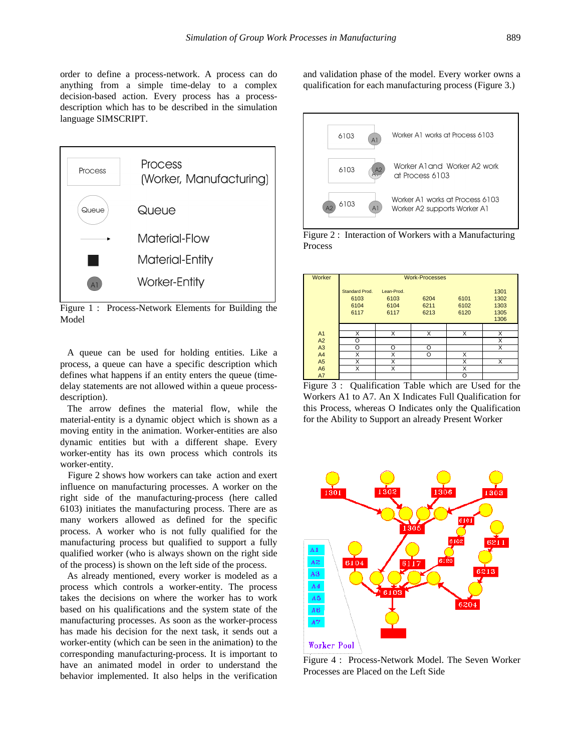order to define a process-network. A process can do anything from a simple time-delay to a complex decision-based action. Every process has a process-description which has to be described in the simulation language SIMSCRIPT.

Figure 1 : Process-Network Elements for Building the Model

A queue can be used for holding entities. Like a process, a queue can have a specific description which defines what happens if an entity enters the queue (time-delay statements are not allowed within a queue process-description).

The arrow defines the material flow, while the material-entity is a dynamic object which is shown as a moving entity in the animation. Worker-entities are also dynamic entities but with a different shape. Every worker-entity has its own process which controls its worker-entity.

Figure 2 shows how workers can take action and exert influence on manufacturing processes. A worker on the right side of the manufacturing-process (here called 6103) initiates the manufacturing process. There are as many workers allowed as defined for the specific process. A worker who is not fully qualified for the manufacturing process but qualified to support a fully qualified worker (who is always shown on the right side of the process) is shown on the left side of the process.

As already mentioned, every worker is modeled as a process which controls a worker-entity. The process takes the decisions on where the worker has to work based on his qualifications and the system state of the manufacturing processes. As soon as the worker-process has made his decision for the next task, it sends out a worker-entity (which can be seen in the animation) to the corresponding manufacturing-process. It is important to have an animated model in order to understand the behavior implemented. It also helps in the verification and validation phase of the model. Every worker owns a qualification for each manufacturing process (Figure 3.)

Figure 2 : Interaction of Workers with a Manufacturing Process

| Worker | Work-Processes: Standard Prod. 6103, 6104, 6117 | Lean-Prod. 6103, 6104, 6117 | 6204, 6211, 6213 | 6101, 6102, 6120 | 1301, 1302, 1303, 1305, 1306 |
|---|---|---|---|---|---|
| A1 | X | X | X | X | X |
| A2 | O | | | | X |
| A3 | O | O | O | | X |
| A4 | X | X | O | X | |
| A5 | X | X | | X | X |
| A6 | X | X | | X | |
| A7 | | | | O | |

Figure 3 : Qualification Table which are Used for the Workers A1 to A7. An X Indicates Full Qualification for this Process, whereas O Indicates only the Qualification for the Ability to Support an already Present Worker

Figure 4 : Process-Network Model. The Seven Worker Processes are Placed on the Left Side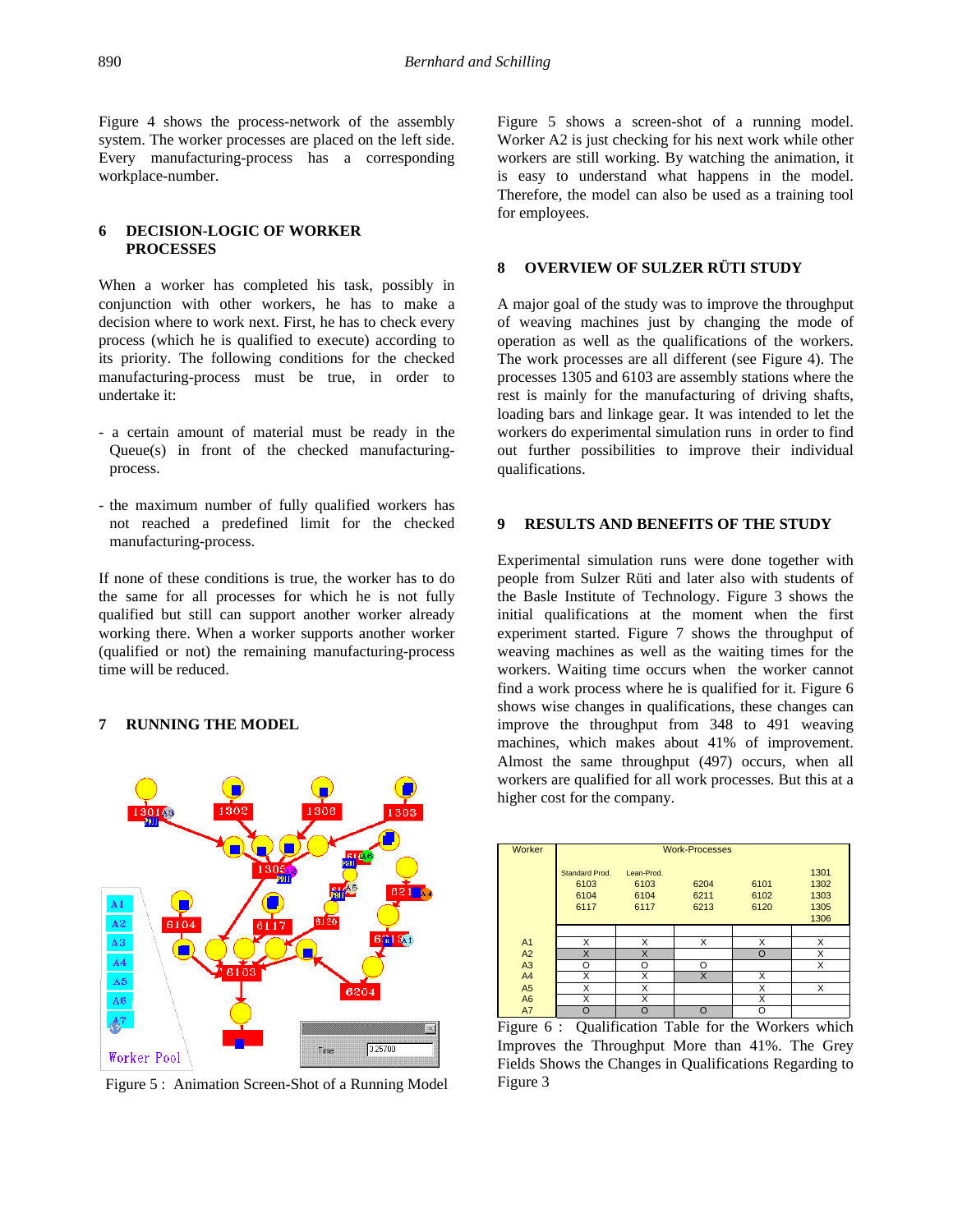Figure 4 shows the process-network of the assembly system. The worker processes are placed on the left side. Every manufacturing-process has a corresponding workplace-number.

## 6 DECISION-LOGIC OF WORKER PROCESSES

When a worker has completed his task, possibly in conjunction with other workers, he has to make a decision where to work next. First, he has to check every process (which he is qualified to execute) according to its priority. The following conditions for the checked manufacturing-process must be true, in order to undertake it:

- a certain amount of material must be ready in the Queue(s) in front of the checked manufacturing-process.

- the maximum number of fully qualified workers has not reached a predefined limit for the checked manufacturing-process.

If none of these conditions is true, the worker has to do the same for all processes for which he is not fully qualified but still can support another worker already working there. When a worker supports another worker (qualified or not) the remaining manufacturing-process time will be reduced.

## 7 RUNNING THE MODEL

Figure 5 : Animation Screen-Shot of a Running Model

Figure 5 shows a screen-shot of a running model. Worker A2 is just checking for his next work while other workers are still working. By watching the animation, it is easy to understand what happens in the model. Therefore, the model can also be used as a training tool for employees.

## 8 OVERVIEW OF SULZER RÜTI STUDY

A major goal of the study was to improve the throughput of weaving machines just by changing the mode of operation as well as the qualifications of the workers. The work processes are all different (see Figure 4). The processes 1305 and 6103 are assembly stations where the rest is mainly for the manufacturing of driving shafts, loading bars and linkage gear. It was intended to let the workers do experimental simulation runs in order to find out further possibilities to improve their individual qualifications.

## 9 RESULTS AND BENEFITS OF THE STUDY

Experimental simulation runs were done together with people from Sulzer Rüti and later also with students of the Basle Institute of Technology. Figure 3 shows the initial qualifications at the moment when the first experiment started. Figure 7 shows the throughput of weaving machines as well as the waiting times for the workers. Waiting time occurs when the worker cannot find a work process where he is qualified for it. Figure 6 shows wise changes in qualifications, these changes can improve the throughput from 348 to 491 weaving machines, which makes about 41% of improvement. Almost the same throughput (497) occurs, when all workers are qualified for all work processes. But this at a higher cost for the company.

| Worker | Work-Processes | | | | |
|---|---|---|---|---|---|
| | Standard Prod. 6103 6104 6117 | Lean-Prod. 6103 6104 6117 | 6204 6211 6213 | 6101 6102 6120 | 1301 1302 1303 1305 1306 |
| A1 | X | X | X | X | X |
| A2 | X | X | | O | X |
| A3 | O | O | O | | X |
| A4 | X | X | X | X | |
| A5 | X | X | | X | X |
| A6 | X | X | | X | |
| A7 | O | O | O | O | |

Figure 6 : Qualification Table for the Workers which Improves the Throughput More than 41%. The Grey Fields Shows the Changes in Qualifications Regarding to Figure 3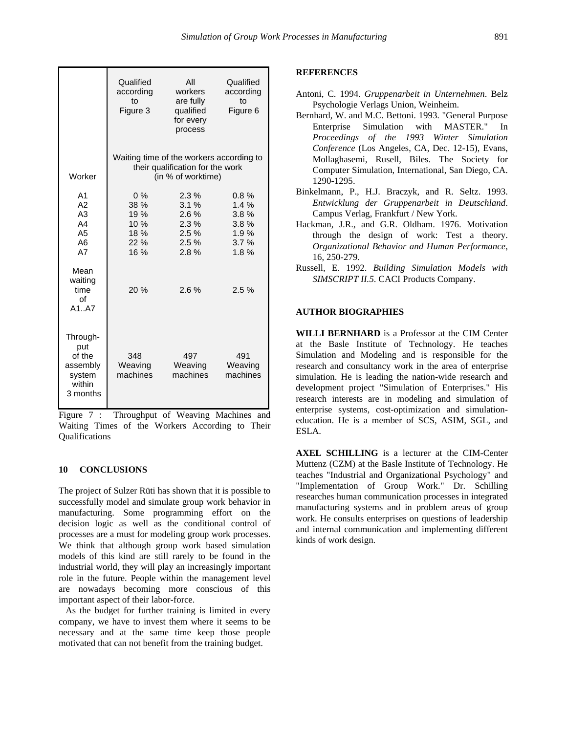| Worker | Qualified according to Figure 3 | All workers are fully qualified for every process | Qualified according to Figure 6 |
|---|---|---|---|
| | Waiting time of the workers according to their qualification for the work (in % of worktime) | | |
| A1 | 0 % | 2.3 % | 0.8 % |
| A2 | 38 % | 3.1 % | 1.4 % |
| A3 | 19 % | 2.6 % | 3.8 % |
| A4 | 10 % | 2.3 % | 3.8 % |
| A5 | 18 % | 2.5 % | 1.9 % |
| A6 | 22 % | 2.5 % | 3.7 % |
| A7 | 16 % | 2.8 % | 1.8 % |
| Mean waiting time of A1..A7 | 20 % | 2.6 % | 2.5 % |
| Through-put of the assembly system within 3 months | 348 Weaving machines | 497 Weaving machines | 491 Weaving machines |

Figure 7 : Throughput of Weaving Machines and Waiting Times of the Workers According to Their Qualifications

## 10 CONCLUSIONS

The project of Sulzer Rüti has shown that it is possible to successfully model and simulate group work behavior in manufacturing. Some programming effort on the decision logic as well as the conditional control of processes are a must for modeling group work processes. We think that although group work based simulation models of this kind are still rarely to be found in the industrial world, they will play an increasingly important role in the future. People within the management level are nowadays becoming more conscious of this important aspect of their labor-force.

As the budget for further training is limited in every company, we have to invest them where it seems to be necessary and at the same time keep those people motivated that can not benefit from the training budget.

## REFERENCES

Antoni, C. 1994. *Gruppenarbeit in Unternehmen*. Belz Psychologie Verlags Union, Weinheim.

Bernhard, W. and M.C. Bettoni. 1993. "General Purpose Enterprise Simulation with MASTER." In *Proceedings of the 1993 Winter Simulation Conference* (Los Angeles, CA, Dec. 12-15), Evans, Mollaghasemi, Rusell, Biles. The Society for Computer Simulation, International, San Diego, CA. 1290-1295.

Binkelmann, P., H.J. Braczyk, and R. Seltz. 1993. *Entwicklung der Gruppenarbeit in Deutschland*. Campus Verlag, Frankfurt / New York.

Hackman, J.R., and G.R. Oldham. 1976. Motivation through the design of work: Test a theory. *Organizational Behavior and Human Performance*, 16, 250-279.

Russell, E. 1992. *Building Simulation Models with SIMSCRIPT II.5*. CACI Products Company.

## AUTHOR BIOGRAPHIES

**WILLI BERNHARD** is a Professor at the CIM Center at the Basle Institute of Technology. He teaches Simulation and Modeling and is responsible for the research and consultancy work in the area of enterprise simulation. He is leading the nation-wide research and development project "Simulation of Enterprises." His research interests are in modeling and simulation of enterprise systems, cost-optimization and simulation-education. He is a member of SCS, ASIM, SGL, and ESLA.

**AXEL SCHILLING** is a lecturer at the CIM-Center Muttenz (CZM) at the Basle Institute of Technology. He teaches "Industrial and Organizational Psychology" and "Implementation of Group Work." Dr. Schilling researches human communication processes in integrated manufacturing systems and in problem areas of group work. He consults enterprises on questions of leadership and internal communication and implementing different kinds of work design.